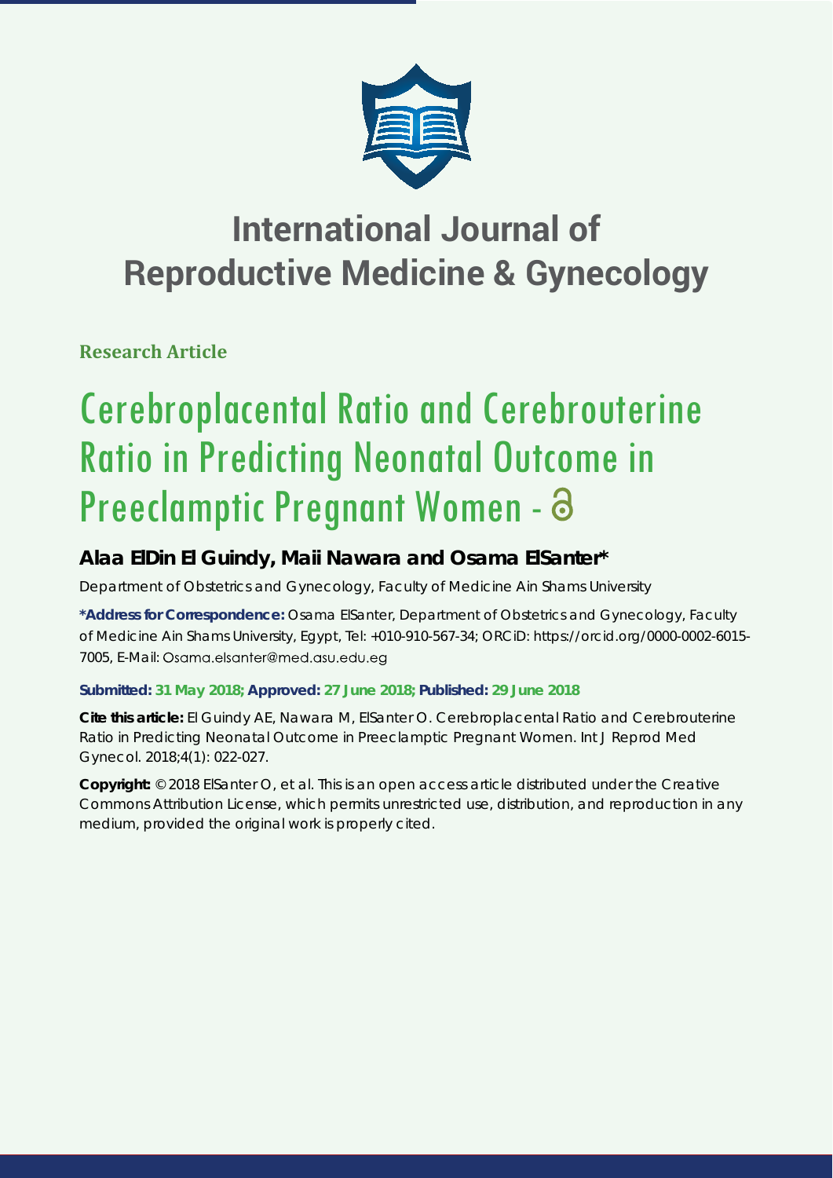# International Journal of Reproductive Medicine & Gynecology

**Research Article**

# Cerebroplacental Ratio and Cerebrouterine Ratio in Predicting Neonatal Outcome in Preeclamptic Pregnant Women -

## Alaa ElDin El Guindy, Maii Nawara and Osama ElSanter*

Department of Obstetrics and Gynecology, Faculty of Medicine Ain Shams University

**\*Address for Correspondence:** Osama ElSanter, Department of Obstetrics and Gynecology, Faculty of Medicine Ain Shams University, Egypt, Tel: +010-910-567-34; ORCiD: https://orcid.org/0000-0002-6015-7005, E-Mail: Osama.elsanter@med.asu.edu.eg

**Submitted: 31 May 2018; Approved: 27 June 2018; Published: 29 June 2018**

**Cite this article:** El Guindy AE, Nawara M, ElSanter O. Cerebroplacental Ratio and Cerebrouterine Ratio in Predicting Neonatal Outcome in Preeclamptic Pregnant Women. Int J Reprod Med Gynecol. 2018;4(1): 022-027.

**Copyright:** © 2018 ElSanter O, et al. This is an open access article distributed under the Creative Commons Attribution License, which permits unrestricted use, distribution, and reproduction in any medium, provided the original work is properly cited.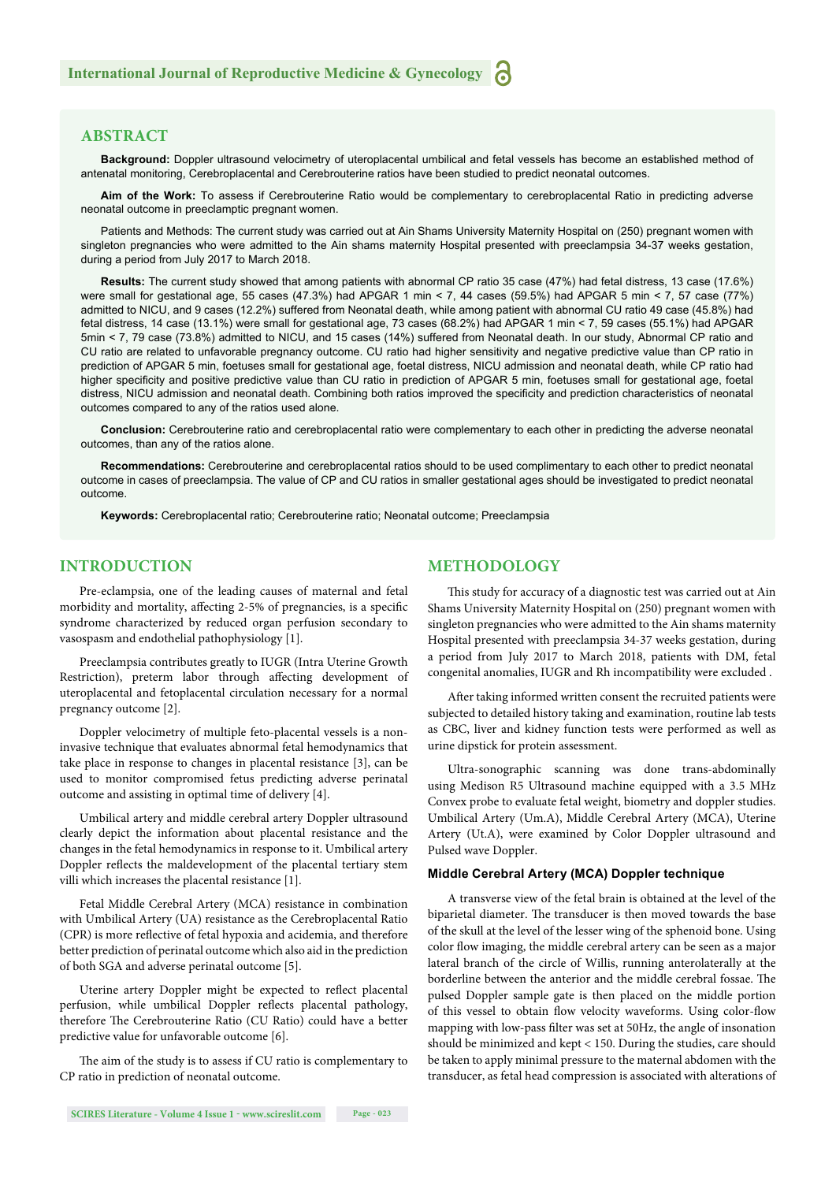## ABSTRACT

**Background:** Doppler ultrasound velocimetry of uteroplacental umbilical and fetal vessels has become an established method of antenatal monitoring, Cerebroplacental and Cerebrouterine ratios have been studied to predict neonatal outcomes.

**Aim of the Work:** To assess if Cerebrouterine Ratio would be complementary to cerebroplacental Ratio in predicting adverse neonatal outcome in preeclamptic pregnant women.

Patients and Methods: The current study was carried out at Ain Shams University Maternity Hospital on (250) pregnant women with singleton pregnancies who were admitted to the Ain shams maternity Hospital presented with preeclampsia 34-37 weeks gestation, during a period from July 2017 to March 2018.

**Results:** The current study showed that among patients with abnormal CP ratio 35 case (47%) had fetal distress, 13 case (17.6%) were small for gestational age, 55 cases (47.3%) had APGAR 1 min < 7, 44 cases (59.5%) had APGAR 5 min < 7, 57 case (77%) admitted to NICU, and 9 cases (12.2%) suffered from Neonatal death, while among patient with abnormal CU ratio 49 case (45.8%) had fetal distress, 14 case (13.1%) were small for gestational age, 73 cases (68.2%) had APGAR 1 min < 7, 59 cases (55.1%) had APGAR 5min < 7, 79 case (73.8%) admitted to NICU, and 15 cases (14%) suffered from Neonatal death. In our study, Abnormal CP ratio and CU ratio are related to unfavorable pregnancy outcome. CU ratio had higher sensitivity and negative predictive value than CP ratio in prediction of APGAR 5 min, foetuses small for gestational age, foetal distress, NICU admission and neonatal death, while CP ratio had higher specificity and positive predictive value than CU ratio in prediction of APGAR 5 min, foetuses small for gestational age, foetal distress, NICU admission and neonatal death. Combining both ratios improved the specificity and prediction characteristics of neonatal outcomes compared to any of the ratios used alone.

**Conclusion:** Cerebrouterine ratio and cerebroplacental ratio were complementary to each other in predicting the adverse neonatal outcomes, than any of the ratios alone.

**Recommendations:** Cerebrouterine and cerebroplacental ratios should to be used complimentary to each other to predict neonatal outcome in cases of preeclampsia. The value of CP and CU ratios in smaller gestational ages should be investigated to predict neonatal outcome.

**Keywords:** Cerebroplacental ratio; Cerebrouterine ratio; Neonatal outcome; Preeclampsia

## INTRODUCTION

Pre-eclampsia, one of the leading causes of maternal and fetal morbidity and mortality, affecting 2-5% of pregnancies, is a specific syndrome characterized by reduced organ perfusion secondary to vasospasm and endothelial pathophysiology [1].

Preeclampsia contributes greatly to IUGR (Intra Uterine Growth Restriction), preterm labor through affecting development of uteroplacental and fetoplacental circulation necessary for a normal pregnancy outcome [2].

Doppler velocimetry of multiple feto-placental vessels is a non-invasive technique that evaluates abnormal fetal hemodynamics that take place in response to changes in placental resistance [3], can be used to monitor compromised fetus predicting adverse perinatal outcome and assisting in optimal time of delivery [4].

Umbilical artery and middle cerebral artery Doppler ultrasound clearly depict the information about placental resistance and the changes in the fetal hemodynamics in response to it. Umbilical artery Doppler reflects the maldevelopment of the placental tertiary stem villi which increases the placental resistance [1].

Fetal Middle Cerebral Artery (MCA) resistance in combination with Umbilical Artery (UA) resistance as the Cerebroplacental Ratio (CPR) is more reflective of fetal hypoxia and acidemia, and therefore better prediction of perinatal outcome which also aid in the prediction of both SGA and adverse perinatal outcome [5].

Uterine artery Doppler might be expected to reflect placental perfusion, while umbilical Doppler reflects placental pathology, therefore The Cerebrouterine Ratio (CU Ratio) could have a better predictive value for unfavorable outcome [6].

The aim of the study is to assess if CU ratio is complementary to CP ratio in prediction of neonatal outcome.

## METHODOLOGY

This study for accuracy of a diagnostic test was carried out at Ain Shams University Maternity Hospital on (250) pregnant women with singleton pregnancies who were admitted to the Ain shams maternity Hospital presented with preeclampsia 34-37 weeks gestation, during a period from July 2017 to March 2018, patients with DM, fetal congenital anomalies, IUGR and Rh incompatibility were excluded .

After taking informed written consent the recruited patients were subjected to detailed history taking and examination, routine lab tests as CBC, liver and kidney function tests were performed as well as urine dipstick for protein assessment.

Ultra-sonographic scanning was done trans-abdominally using Medison R5 Ultrasound machine equipped with a 3.5 MHz Convex probe to evaluate fetal weight, biometry and doppler studies. Umbilical Artery (Um.A), Middle Cerebral Artery (MCA), Uterine Artery (Ut.A), were examined by Color Doppler ultrasound and Pulsed wave Doppler.

### Middle Cerebral Artery (MCA) Doppler technique

A transverse view of the fetal brain is obtained at the level of the biparietal diameter. The transducer is then moved towards the base of the skull at the level of the lesser wing of the sphenoid bone. Using color flow imaging, the middle cerebral artery can be seen as a major lateral branch of the circle of Willis, running anterolaterally at the borderline between the anterior and the middle cerebral fossae. The pulsed Doppler sample gate is then placed on the middle portion of this vessel to obtain flow velocity waveforms. Using color-flow mapping with low-pass filter was set at 50Hz, the angle of insonation should be minimized and kept < 150. During the studies, care should be taken to apply minimal pressure to the maternal abdomen with the transducer, as fetal head compression is associated with alterations of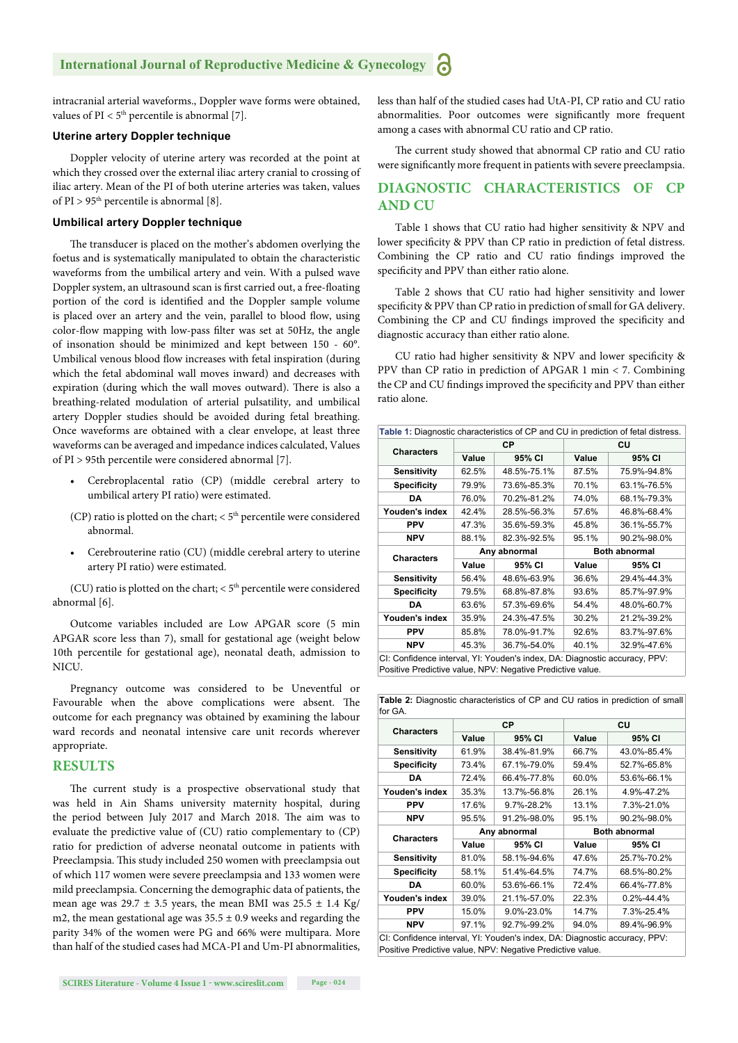intracranial arterial waveforms., Doppler wave forms were obtained, values of PI < 5th percentile is abnormal [7].

### Uterine artery Doppler technique

Doppler velocity of uterine artery was recorded at the point at which they crossed over the external iliac artery cranial to crossing of iliac artery. Mean of the PI of both uterine arteries was taken, values of PI > 95th percentile is abnormal [8].

### Umbilical artery Doppler technique

The transducer is placed on the mother's abdomen overlying the foetus and is systematically manipulated to obtain the characteristic waveforms from the umbilical artery and vein. With a pulsed wave Doppler system, an ultrasound scan is first carried out, a free-floating portion of the cord is identified and the Doppler sample volume is placed over an artery and the vein, parallel to blood flow, using color-flow mapping with low-pass filter was set at 50Hz, the angle of insonation should be minimized and kept between 150 - 60º. Umbilical venous blood flow increases with fetal inspiration (during which the fetal abdominal wall moves inward) and decreases with expiration (during which the wall moves outward). There is also a breathing-related modulation of arterial pulsatility, and umbilical artery Doppler studies should be avoided during fetal breathing. Once waveforms are obtained with a clear envelope, at least three waveforms can be averaged and impedance indices calculated, Values of PI > 95th percentile were considered abnormal [7].

- Cerebroplacental ratio (CP) (middle cerebral artery to umbilical artery PI ratio) were estimated.

(CP) ratio is plotted on the chart; < 5th percentile were considered abnormal.

- Cerebrouterine ratio (CU) (middle cerebral artery to uterine artery PI ratio) were estimated.

(CU) ratio is plotted on the chart; < 5th percentile were considered abnormal [6].

Outcome variables included are Low APGAR score (5 min APGAR score less than 7), small for gestational age (weight below 10th percentile for gestational age), neonatal death, admission to NICU.

Pregnancy outcome was considered to be Uneventful or Favourable when the above complications were absent. The outcome for each pregnancy was obtained by examining the labour ward records and neonatal intensive care unit records wherever appropriate.

## RESULTS

The current study is a prospective observational study that was held in Ain Shams university maternity hospital, during the period between July 2017 and March 2018. The aim was to evaluate the predictive value of (CU) ratio complementary to (CP) ratio for prediction of adverse neonatal outcome in patients with Preeclampsia. This study included 250 women with preeclampsia out of which 117 women were severe preeclampsia and 133 women were mild preeclampsia. Concerning the demographic data of patients, the mean age was 29.7 ± 3.5 years, the mean BMI was 25.5 ± 1.4 Kg/m2, the mean gestational age was 35.5 ± 0.9 weeks and regarding the parity 34% of the women were PG and 66% were multipara. More than half of the studied cases had MCA-PI and Um-PI abnormalities, less than half of the studied cases had UtA-PI, CP ratio and CU ratio abnormalities. Poor outcomes were significantly more frequent among a cases with abnormal CU ratio and CP ratio.

The current study showed that abnormal CP ratio and CU ratio were significantly more frequent in patients with severe preeclampsia.

## DIAGNOSTIC CHARACTERISTICS OF CP AND CU

Table 1 shows that CU ratio had higher sensitivity & NPV and lower specificity & PPV than CP ratio in prediction of fetal distress. Combining the CP ratio and CU ratio findings improved the specificity and PPV than either ratio alone.

Table 2 shows that CU ratio had higher sensitivity and lower specificity & PPV than CP ratio in prediction of small for GA delivery. Combining the CP and CU findings improved the specificity and diagnostic accuracy than either ratio alone.

CU ratio had higher sensitivity & NPV and lower specificity & PPV than CP ratio in prediction of APGAR 1 min < 7. Combining the CP and CU findings improved the specificity and PPV than either ratio alone.

**Table 1:** Diagnostic characteristics of CP and CU in prediction of fetal distress.

| Characters | CP | | CU | |
|---|---|---|---|---|
| | Value | 95% CI | Value | 95% CI |
| Sensitivity | 62.5% | 48.5%-75.1% | 87.5% | 75.9%-94.8% |
| Specificity | 79.9% | 73.6%-85.3% | 70.1% | 63.1%-76.5% |
| DA | 76.0% | 70.2%-81.2% | 74.0% | 68.1%-79.3% |
| Youden's index | 42.4% | 28.5%-56.3% | 57.6% | 46.8%-68.4% |
| PPV | 47.3% | 35.6%-59.3% | 45.8% | 36.1%-55.7% |
| NPV | 88.1% | 82.3%-92.5% | 95.1% | 90.2%-98.0% |
| **Characters** | **Any abnormal** | | **Both abnormal** | |
| | Value | 95% CI | Value | 95% CI |
| Sensitivity | 56.4% | 48.6%-63.9% | 36.6% | 29.4%-44.3% |
| Specificity | 79.5% | 68.8%-87.8% | 93.6% | 85.7%-97.9% |
| DA | 63.6% | 57.3%-69.6% | 54.4% | 48.0%-60.7% |
| Youden's index | 35.9% | 24.3%-47.5% | 30.2% | 21.2%-39.2% |
| PPV | 85.8% | 78.0%-91.7% | 92.6% | 83.7%-97.6% |
| NPV | 45.3% | 36.7%-54.0% | 40.1% | 32.9%-47.6% |

CI: Confidence interval, YI: Youden's index, DA: Diagnostic accuracy, PPV: Positive Predictive value, NPV: Negative Predictive value.

**Table 2:** Diagnostic characteristics of CP and CU ratios in prediction of small for GA.

| Characters | CP | | CU | |
|---|---|---|---|---|
| | Value | 95% CI | Value | 95% CI |
| Sensitivity | 61.9% | 38.4%-81.9% | 66.7% | 43.0%-85.4% |
| Specificity | 73.4% | 67.1%-79.0% | 59.4% | 52.7%-65.8% |
| DA | 72.4% | 66.4%-77.8% | 60.0% | 53.6%-66.1% |
| Youden's index | 35.3% | 13.7%-56.8% | 26.1% | 4.9%-47.2% |
| PPV | 17.6% | 9.7%-28.2% | 13.1% | 7.3%-21.0% |
| NPV | 95.5% | 91.2%-98.0% | 95.1% | 90.2%-98.0% |
| **Characters** | **Any abnormal** | | **Both abnormal** | |
| | Value | 95% CI | Value | 95% CI |
| Sensitivity | 81.0% | 58.1%-94.6% | 47.6% | 25.7%-70.2% |
| Specificity | 58.1% | 51.4%-64.5% | 74.7% | 68.5%-80.2% |
| DA | 60.0% | 53.6%-66.1% | 72.4% | 66.4%-77.8% |
| Youden's index | 39.0% | 21.1%-57.0% | 22.3% | 0.2%-44.4% |
| PPV | 15.0% | 9.0%-23.0% | 14.7% | 7.3%-25.4% |
| NPV | 97.1% | 92.7%-99.2% | 94.0% | 89.4%-96.9% |

CI: Confidence interval, YI: Youden's index, DA: Diagnostic accuracy, PPV: Positive Predictive value, NPV: Negative Predictive value.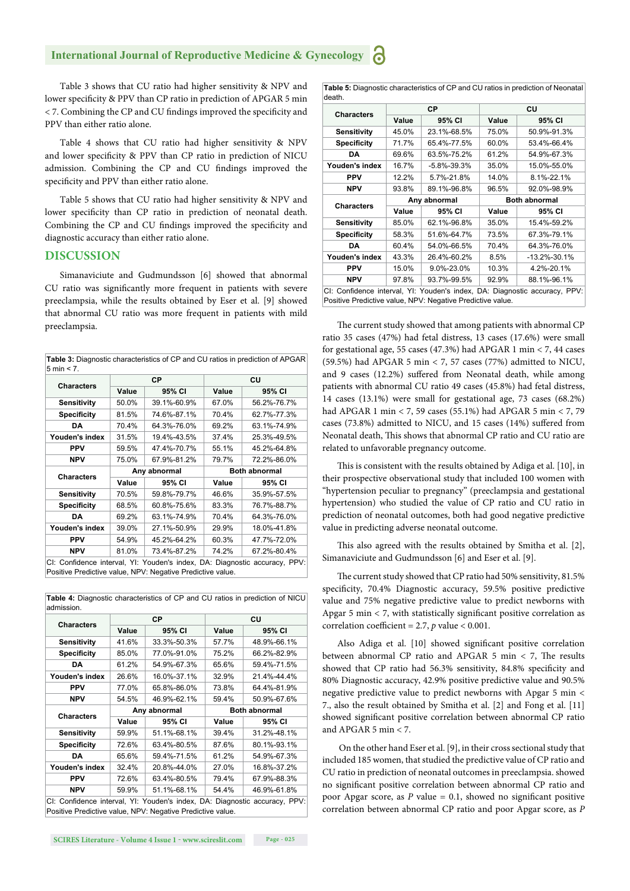Table 3 shows that CU ratio had higher sensitivity & NPV and lower specificity & PPV than CP ratio in prediction of APGAR 5 min < 7. Combining the CP and CU findings improved the specificity and PPV than either ratio alone.

Table 4 shows that CU ratio had higher sensitivity & NPV and lower specificity & PPV than CP ratio in prediction of NICU admission. Combining the CP and CU findings improved the specificity and PPV than either ratio alone.

Table 5 shows that CU ratio had higher sensitivity & NPV and lower specificity than CP ratio in prediction of neonatal death. Combining the CP and CU findings improved the specificity and diagnostic accuracy than either ratio alone.

## DISCUSSION

Simanaviciute and Gudmundsson [6] showed that abnormal CU ratio was significantly more frequent in patients with severe preeclampsia, while the results obtained by Eser et al. [9] showed that abnormal CU ratio was more frequent in patients with mild preeclampsia.

**Table 3:** Diagnostic characteristics of CP and CU ratios in prediction of APGAR 5 min < 7.

| Characters | CP | | CU | |
|---|---|---|---|---|
| | Value | 95% CI | Value | 95% CI |
| Sensitivity | 50.0% | 39.1%-60.9% | 67.0% | 56.2%-76.7% |
| Specificity | 81.5% | 74.6%-87.1% | 70.4% | 62.7%-77.3% |
| DA | 70.4% | 64.3%-76.0% | 69.2% | 63.1%-74.9% |
| Youden's index | 31.5% | 19.4%-43.5% | 37.4% | 25.3%-49.5% |
| PPV | 59.5% | 47.4%-70.7% | 55.1% | 45.2%-64.8% |
| NPV | 75.0% | 67.9%-81.2% | 79.7% | 72.2%-86.0% |
| Characters | Any abnormal | | Both abnormal | |
| | Value | 95% CI | Value | 95% CI |
| Sensitivity | 70.5% | 59.8%-79.7% | 46.6% | 35.9%-57.5% |
| Specificity | 68.5% | 60.8%-75.6% | 83.3% | 76.7%-88.7% |
| DA | 69.2% | 63.1%-74.9% | 70.4% | 64.3%-76.0% |
| Youden's index | 39.0% | 27.1%-50.9% | 29.9% | 18.0%-41.8% |
| PPV | 54.9% | 45.2%-64.2% | 60.3% | 47.7%-72.0% |
| NPV | 81.0% | 73.4%-87.2% | 74.2% | 67.2%-80.4% |

CI: Confidence interval, YI: Youden's index, DA: Diagnostic accuracy, PPV: Positive Predictive value, NPV: Negative Predictive value.

**Table 4:** Diagnostic characteristics of CP and CU ratios in prediction of NICU admission.

| Characters | CP | | CU | |
|---|---|---|---|---|
| | Value | 95% CI | Value | 95% CI |
| Sensitivity | 41.6% | 33.3%-50.3% | 57.7% | 48.9%-66.1% |
| Specificity | 85.0% | 77.0%-91.0% | 75.2% | 66.2%-82.9% |
| DA | 61.2% | 54.9%-67.3% | 65.6% | 59.4%-71.5% |
| Youden's index | 26.6% | 16.0%-37.1% | 32.9% | 21.4%-44.4% |
| PPV | 77.0% | 65.8%-86.0% | 73.8% | 64.4%-81.9% |
| NPV | 54.5% | 46.9%-62.1% | 59.4% | 50.9%-67.6% |
| Characters | Any abnormal | | Both abnormal | |
| | Value | 95% CI | Value | 95% CI |
| Sensitivity | 59.9% | 51.1%-68.1% | 39.4% | 31.2%-48.1% |
| Specificity | 72.6% | 63.4%-80.5% | 87.6% | 80.1%-93.1% |
| DA | 65.6% | 59.4%-71.5% | 61.2% | 54.9%-67.3% |
| Youden's index | 32.4% | 20.8%-44.0% | 27.0% | 16.8%-37.2% |
| PPV | 72.6% | 63.4%-80.5% | 79.4% | 67.9%-88.3% |
| NPV | 59.9% | 51.1%-68.1% | 54.4% | 46.9%-61.8% |

CI: Confidence interval, YI: Youden's index, DA: Diagnostic accuracy, PPV: Positive Predictive value, NPV: Negative Predictive value.

**Table 5:** Diagnostic characteristics of CP and CU ratios in prediction of Neonatal death.

| Characters | CP | | CU | |
|---|---|---|---|---|
| | Value | 95% CI | Value | 95% CI |
| Sensitivity | 45.0% | 23.1%-68.5% | 75.0% | 50.9%-91.3% |
| Specificity | 71.7% | 65.4%-77.5% | 60.0% | 53.4%-66.4% |
| DA | 69.6% | 63.5%-75.2% | 61.2% | 54.9%-67.3% |
| Youden's index | 16.7% | -5.8%-39.3% | 35.0% | 15.0%-55.0% |
| PPV | 12.2% | 5.7%-21.8% | 14.0% | 8.1%-22.1% |
| NPV | 93.8% | 89.1%-96.8% | 96.5% | 92.0%-98.9% |
| Characters | Any abnormal | | Both abnormal | |
| | Value | 95% CI | Value | 95% CI |
| Sensitivity | 85.0% | 62.1%-96.8% | 35.0% | 15.4%-59.2% |
| Specificity | 58.3% | 51.6%-64.7% | 73.5% | 67.3%-79.1% |
| DA | 60.4% | 54.0%-66.5% | 70.4% | 64.3%-76.0% |
| Youden's index | 43.3% | 26.4%-60.2% | 8.5% | -13.2%-30.1% |
| PPV | 15.0% | 9.0%-23.0% | 10.3% | 4.2%-20.1% |
| NPV | 97.8% | 93.7%-99.5% | 92.9% | 88.1%-96.1% |

CI: Confidence interval, YI: Youden's index, DA: Diagnostic accuracy, PPV: Positive Predictive value, NPV: Negative Predictive value.

The current study showed that among patients with abnormal CP ratio 35 cases (47%) had fetal distress, 13 cases (17.6%) were small for gestational age, 55 cases (47.3%) had APGAR 1 min < 7, 44 cases (59.5%) had APGAR 5 min < 7, 57 cases (77%) admitted to NICU, and 9 cases (12.2%) suffered from Neonatal death, while among patients with abnormal CU ratio 49 cases (45.8%) had fetal distress, 14 cases (13.1%) were small for gestational age, 73 cases (68.2%) had APGAR 1 min < 7, 59 cases (55.1%) had APGAR 5 min < 7, 79 cases (73.8%) admitted to NICU, and 15 cases (14%) suffered from Neonatal death, This shows that abnormal CP ratio and CU ratio are related to unfavorable pregnancy outcome.

This is consistent with the results obtained by Adiga et al. [10], in their prospective observational study that included 100 women with "hypertension peculiar to pregnancy" (preeclampsia and gestational hypertension) who studied the value of CP ratio and CU ratio in prediction of neonatal outcomes, both had good negative predictive value in predicting adverse neonatal outcome.

This also agreed with the results obtained by Smitha et al. [2], Simanaviciute and Gudmundsson [6] and Eser et al. [9].

The current study showed that CP ratio had 50% sensitivity, 81.5% specificity, 70.4% Diagnostic accuracy, 59.5% positive predictive value and 75% negative predictive value to predict newborns with Apgar 5 min < 7, with statistically significant positive correlation as correlation coefficient = 2.7, $p$ value < 0.001.

Also Adiga et al. [10] showed significant positive correlation between abnormal CP ratio and APGAR 5 min < 7, The results showed that CP ratio had 56.3% sensitivity, 84.8% specificity and 80% Diagnostic accuracy, 42.9% positive predictive value and 90.5% negative predictive value to predict newborns with Apgar 5 min < 7., also the result obtained by Smitha et al. [2] and Fong et al. [11] showed significant positive correlation between abnormal CP ratio and APGAR 5 min < 7.

On the other hand Eser et al. [9], in their cross sectional study that included 185 women, that studied the predictive value of CP ratio and CU ratio in prediction of neonatal outcomes in preeclampsia. showed no significant positive correlation between abnormal CP ratio and poor Apgar score, as $P$ value = 0.1, showed no significant positive correlation between abnormal CP ratio and poor Apgar score, as $P$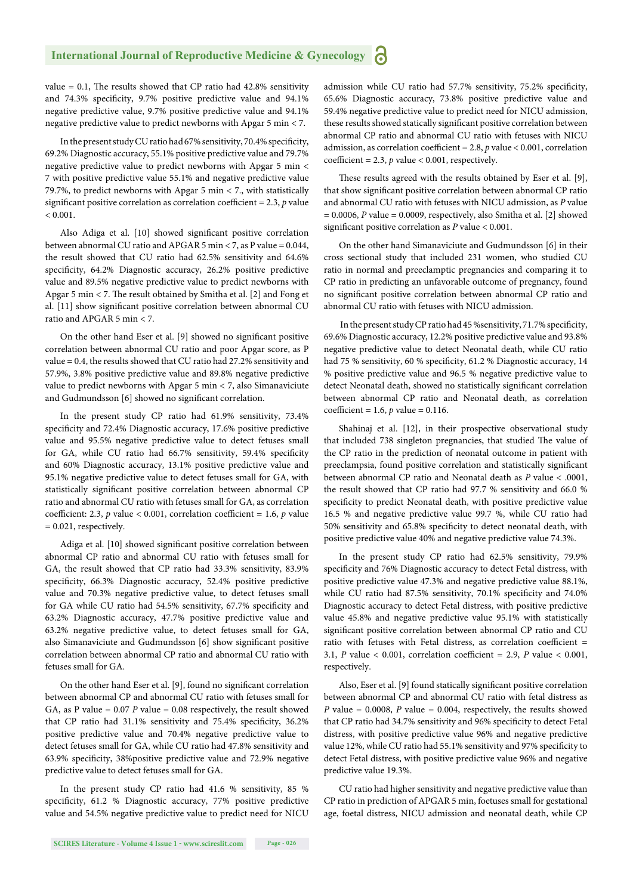value = 0.1, The results showed that CP ratio had 42.8% sensitivity and 74.3% specificity, 9.7% positive predictive value and 94.1% negative predictive value, 9.7% positive predictive value and 94.1% negative predictive value to predict newborns with Apgar 5 min < 7.

In the present study CU ratio had 67% sensitivity, 70.4% specificity, 69.2% Diagnostic accuracy, 55.1% positive predictive value and 79.7% negative predictive value to predict newborns with Apgar 5 min < 7 with positive predictive value 55.1% and negative predictive value 79.7%, to predict newborns with Apgar 5 min < 7., with statistically significant positive correlation as correlation coefficient = 2.3, *p* value < 0.001.

Also Adiga et al. [10] showed significant positive correlation between abnormal CU ratio and APGAR 5 min < 7, as P value = 0.044, the result showed that CU ratio had 62.5% sensitivity and 64.6% specificity, 64.2% Diagnostic accuracy, 26.2% positive predictive value and 89.5% negative predictive value to predict newborns with Apgar 5 min < 7. The result obtained by Smitha et al. [2] and Fong et al. [11] show significant positive correlation between abnormal CU ratio and APGAR 5 min < 7.

On the other hand Eser et al. [9] showed no significant positive correlation between abnormal CU ratio and poor Apgar score, as P value = 0.4, the results showed that CU ratio had 27.2% sensitivity and 57.9%, 3.8% positive predictive value and 89.8% negative predictive value to predict newborns with Apgar 5 min < 7, also Simanaviciute and Gudmundsson [6] showed no significant correlation.

In the present study CP ratio had 61.9% sensitivity, 73.4% specificity and 72.4% Diagnostic accuracy, 17.6% positive predictive value and 95.5% negative predictive value to detect fetuses small for GA, while CU ratio had 66.7% sensitivity, 59.4% specificity and 60% Diagnostic accuracy, 13.1% positive predictive value and 95.1% negative predictive value to detect fetuses small for GA, with statistically significant positive correlation between abnormal CP ratio and abnormal CU ratio with fetuses small for GA, as correlation coefficient: 2.3, *p* value < 0.001, correlation coefficient = 1.6, *p* value = 0.021, respectively.

Adiga et al. [10] showed significant positive correlation between abnormal CP ratio and abnormal CU ratio with fetuses small for GA, the result showed that CP ratio had 33.3% sensitivity, 83.9% specificity, 66.3% Diagnostic accuracy, 52.4% positive predictive value and 70.3% negative predictive value, to detect fetuses small for GA while CU ratio had 54.5% sensitivity, 67.7% specificity and 63.2% Diagnostic accuracy, 47.7% positive predictive value and 63.2% negative predictive value, to detect fetuses small for GA, also Simanaviciute and Gudmundsson [6] show significant positive correlation between abnormal CP ratio and abnormal CU ratio with fetuses small for GA.

On the other hand Eser et al. [9], found no significant correlation between abnormal CP and abnormal CU ratio with fetuses small for GA, as P value = 0.07 *P* value = 0.08 respectively, the result showed that CP ratio had 31.1% sensitivity and 75.4% specificity, 36.2% positive predictive value and 70.4% negative predictive value to detect fetuses small for GA, while CU ratio had 47.8% sensitivity and 63.9% specificity, 38%positive predictive value and 72.9% negative predictive value to detect fetuses small for GA.

In the present study CP ratio had 41.6 % sensitivity, 85 % specificity, 61.2 % Diagnostic accuracy, 77% positive predictive value and 54.5% negative predictive value to predict need for NICU admission while CU ratio had 57.7% sensitivity, 75.2% specificity, 65.6% Diagnostic accuracy, 73.8% positive predictive value and 59.4% negative predictive value to predict need for NICU admission, these results showed statically significant positive correlation between abnormal CP ratio and abnormal CU ratio with fetuses with NICU admission, as correlation coefficient = 2.8, *p* value < 0.001, correlation coefficient = 2.3, *p* value < 0.001, respectively.

These results agreed with the results obtained by Eser et al. [9], that show significant positive correlation between abnormal CP ratio and abnormal CU ratio with fetuses with NICU admission, as *P* value = 0.0006, *P* value = 0.0009, respectively, also Smitha et al. [2] showed significant positive correlation as *P* value < 0.001.

On the other hand Simanaviciute and Gudmundsson [6] in their cross sectional study that included 231 women, who studied CU ratio in normal and preeclamptic pregnancies and comparing it to CP ratio in predicting an unfavorable outcome of pregnancy, found no significant positive correlation between abnormal CP ratio and abnormal CU ratio with fetuses with NICU admission.

In the present study CP ratio had 45 %sensitivity, 71.7% specificity, 69.6% Diagnostic accuracy, 12.2% positive predictive value and 93.8% negative predictive value to detect Neonatal death, while CU ratio had 75 % sensitivity, 60 % specificity, 61.2 % Diagnostic accuracy, 14 % positive predictive value and 96.5 % negative predictive value to detect Neonatal death, showed no statistically significant correlation between abnormal CP ratio and Neonatal death, as correlation coefficient = 1.6, *p* value = 0.116.

Shahinaj et al. [12], in their prospective observational study that included 738 singleton pregnancies, that studied The value of the CP ratio in the prediction of neonatal outcome in patient with preeclampsia, found positive correlation and statistically significant between abnormal CP ratio and Neonatal death as *P* value < .0001, the result showed that CP ratio had 97.7 % sensitivity and 66.0 % specificity to predict Neonatal death, with positive predictive value 16.5 % and negative predictive value 99.7 %, while CU ratio had 50% sensitivity and 65.8% specificity to detect neonatal death, with positive predictive value 40% and negative predictive value 74.3%.

In the present study CP ratio had 62.5% sensitivity, 79.9% specificity and 76% Diagnostic accuracy to detect Fetal distress, with positive predictive value 47.3% and negative predictive value 88.1%, while CU ratio had 87.5% sensitivity, 70.1% specificity and 74.0% Diagnostic accuracy to detect Fetal distress, with positive predictive value 45.8% and negative predictive value 95.1% with statistically significant positive correlation between abnormal CP ratio and CU ratio with fetuses with Fetal distress, as correlation coefficient = 3.1, *P* value < 0.001, correlation coefficient = 2.9, *P* value < 0.001, respectively.

Also, Eser et al. [9] found statically significant positive correlation between abnormal CP and abnormal CU ratio with fetal distress as *P* value = 0.0008, *P* value = 0.004, respectively, the results showed that CP ratio had 34.7% sensitivity and 96% specificity to detect Fetal distress, with positive predictive value 96% and negative predictive value 12%, while CU ratio had 55.1% sensitivity and 97% specificity to detect Fetal distress, with positive predictive value 96% and negative predictive value 19.3%.

CU ratio had higher sensitivity and negative predictive value than CP ratio in prediction of APGAR 5 min, foetuses small for gestational age, foetal distress, NICU admission and neonatal death, while CP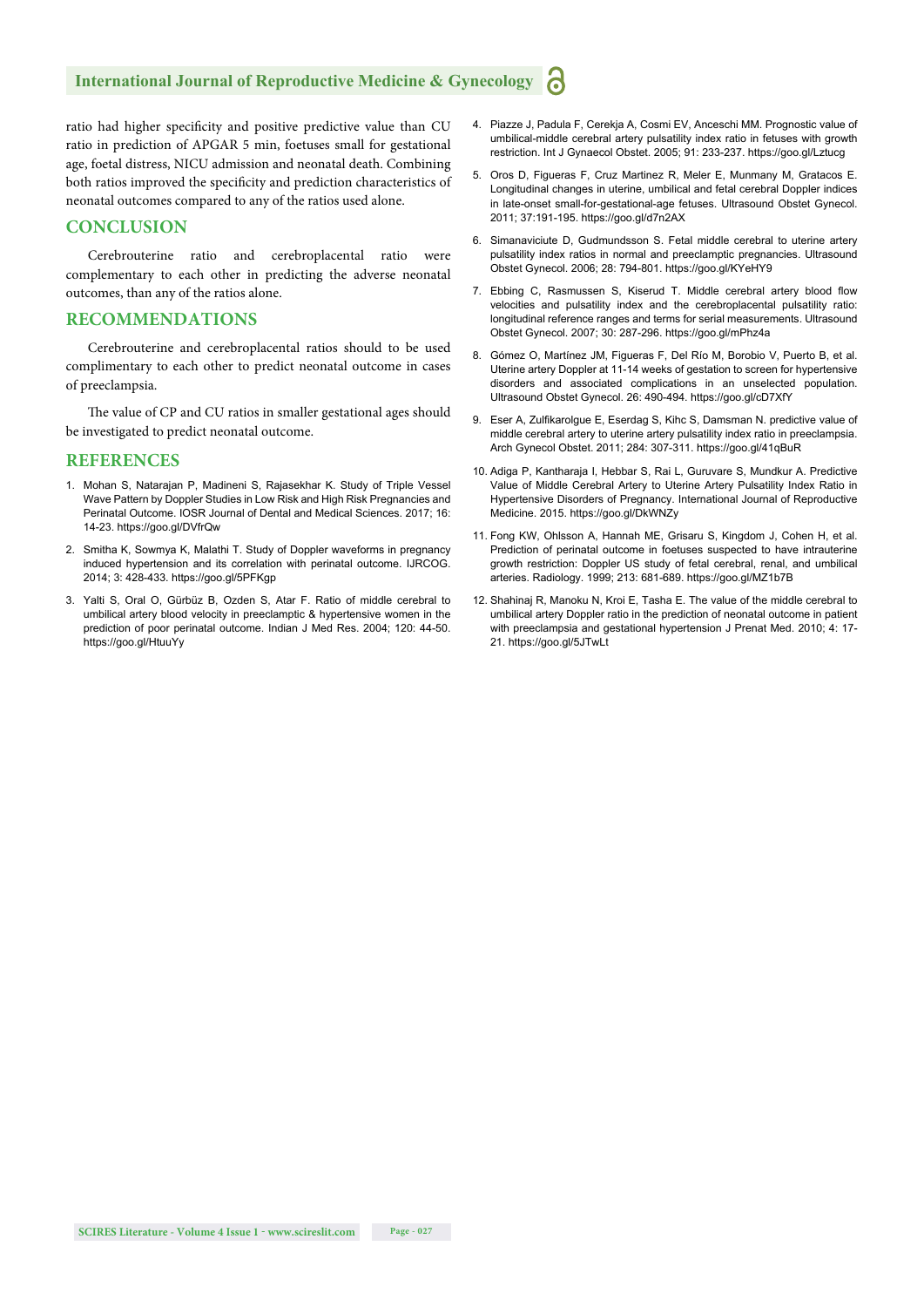ratio had higher specificity and positive predictive value than CU ratio in prediction of APGAR 5 min, foetuses small for gestational age, foetal distress, NICU admission and neonatal death. Combining both ratios improved the specificity and prediction characteristics of neonatal outcomes compared to any of the ratios used alone.

## CONCLUSION

Cerebrouterine ratio and cerebroplacental ratio were complementary to each other in predicting the adverse neonatal outcomes, than any of the ratios alone.

## RECOMMENDATIONS

Cerebrouterine and cerebroplacental ratios should to be used complimentary to each other to predict neonatal outcome in cases of preeclampsia.

The value of CP and CU ratios in smaller gestational ages should be investigated to predict neonatal outcome.

## REFERENCES

1. Mohan S, Natarajan P, Madineni S, Rajasekhar K. Study of Triple Vessel Wave Pattern by Doppler Studies in Low Risk and High Risk Pregnancies and Perinatal Outcome. IOSR Journal of Dental and Medical Sciences. 2017; 16: 14-23. https://goo.gl/DVfrQw
2. Smitha K, Sowmya K, Malathi T. Study of Doppler waveforms in pregnancy induced hypertension and its correlation with perinatal outcome. IJRCOG. 2014; 3: 428-433. https://goo.gl/5PFKgp
3. Yalti S, Oral O, Gürbüz B, Ozden S, Atar F. Ratio of middle cerebral to umbilical artery blood velocity in preeclamptic & hypertensive women in the prediction of poor perinatal outcome. Indian J Med Res. 2004; 120: 44-50. https://goo.gl/HtuuYy
4. Piazze J, Padula F, Cerekja A, Cosmi EV, Anceschi MM. Prognostic value of umbilical-middle cerebral artery pulsatility index ratio in fetuses with growth restriction. Int J Gynaecol Obstet. 2005; 91: 233-237. https://goo.gl/Lztucg
5. Oros D, Figueras F, Cruz Martinez R, Meler E, Munmany M, Gratacos E. Longitudinal changes in uterine, umbilical and fetal cerebral Doppler indices in late-onset small-for-gestational-age fetuses. Ultrasound Obstet Gynecol. 2011; 37:191-195. https://goo.gl/d7n2AX
6. Simanaviciute D, Gudmundsson S. Fetal middle cerebral to uterine artery pulsatility index ratios in normal and preeclamptic pregnancies. Ultrasound Obstet Gynecol. 2006; 28: 794-801. https://goo.gl/KYeHY9
7. Ebbing C, Rasmussen S, Kiserud T. Middle cerebral artery blood flow velocities and pulsatility index and the cerebroplacental pulsatility ratio: longitudinal reference ranges and terms for serial measurements. Ultrasound Obstet Gynecol. 2007; 30: 287-296. https://goo.gl/mPhz4a
8. Gómez O, Martínez JM, Figueras F, Del Río M, Borobio V, Puerto B, et al. Uterine artery Doppler at 11-14 weeks of gestation to screen for hypertensive disorders and associated complications in an unselected population. Ultrasound Obstet Gynecol. 26: 490-494. https://goo.gl/cD7XfY
9. Eser A, Zulfikarolgue E, Eserdag S, Kihc S, Damsman N. predictive value of middle cerebral artery to uterine artery pulsatility index ratio in preeclampsia. Arch Gynecol Obstet. 2011; 284: 307-311. https://goo.gl/41qBuR
10. Adiga P, Kantharaja I, Hebbar S, Rai L, Guruvare S, Mundkur A. Predictive Value of Middle Cerebral Artery to Uterine Artery Pulsatility Index Ratio in Hypertensive Disorders of Pregnancy. International Journal of Reproductive Medicine. 2015. https://goo.gl/DkWNZy
11. Fong KW, Ohlsson A, Hannah ME, Grisaru S, Kingdom J, Cohen H, et al. Prediction of perinatal outcome in foetuses suspected to have intrauterine growth restriction: Doppler US study of fetal cerebral, renal, and umbilical arteries. Radiology. 1999; 213: 681-689. https://goo.gl/MZ1b7B
12. Shahinaj R, Manoku N, Kroi E, Tasha E. The value of the middle cerebral to umbilical artery Doppler ratio in the prediction of neonatal outcome in patient with preeclampsia and gestational hypertension J Prenat Med. 2010; 4: 17-21. https://goo.gl/5JTwLt